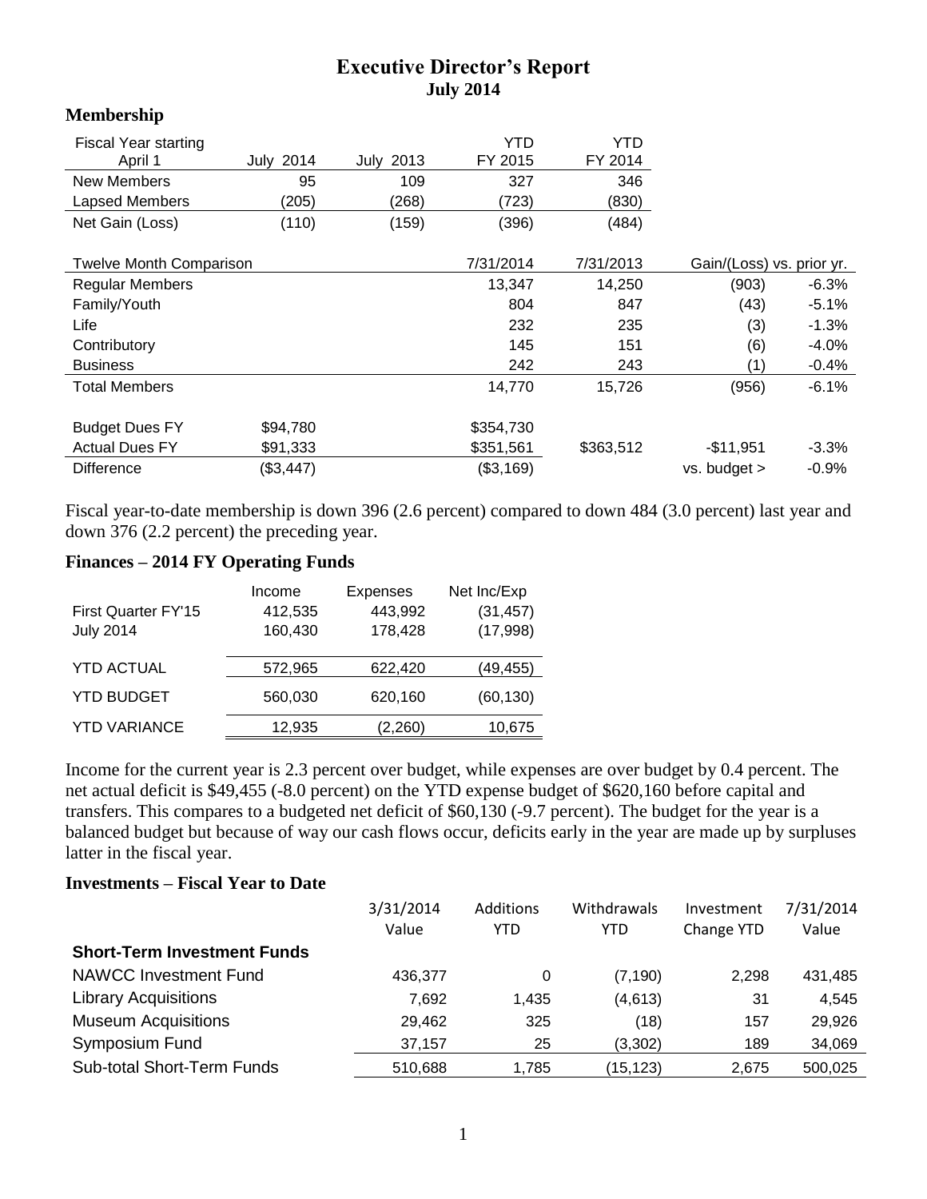# Executive Director's Report
## July 2014

### Membership

| Fiscal Year starting April 1 | July 2014 | July 2013 | YTD FY 2015 | YTD FY 2014 | | |
|---|---|---|---|---|---|---|
| New Members | 95 | 109 | 327 | 346 | | |
| Lapsed Members | (205) | (268) | (723) | (830) | | |
| Net Gain (Loss) | (110) | (159) | (396) | (484) | | |
| | | | | | | |
| Twelve Month Comparison | | | 7/31/2014 | 7/31/2013 | Gain/(Loss) vs. prior yr. | |
| Regular Members | | | 13,347 | 14,250 | (903) | -6.3% |
| Family/Youth | | | 804 | 847 | (43) | -5.1% |
| Life | | | 232 | 235 | (3) | -1.3% |
| Contributory | | | 145 | 151 | (6) | -4.0% |
| Business | | | 242 | 243 | (1) | -0.4% |
| Total Members | | | 14,770 | 15,726 | (956) | -6.1% |
| | | | | | | |
| Budget Dues FY | $94,780 | | $354,730 | | | |
| Actual Dues FY | $91,333 | | $351,561 | $363,512 | -$11,951 | -3.3% |
| Difference | ($3,447) | | ($3,169) | | vs. budget > | -0.9% |

Fiscal year-to-date membership is down 396 (2.6 percent) compared to down 484 (3.0 percent) last year and down 376 (2.2 percent) the preceding year.

### Finances – 2014 FY Operating Funds

| | Income | Expenses | Net Inc/Exp |
|---|---|---|---|
| First Quarter FY'15 | 412,535 | 443,992 | (31,457) |
| July 2014 | 160,430 | 178,428 | (17,998) |
| YTD ACTUAL | 572,965 | 622,420 | (49,455) |
| YTD BUDGET | 560,030 | 620,160 | (60,130) |
| YTD VARIANCE | 12,935 | (2,260) | 10,675 |

Income for the current year is 2.3 percent over budget, while expenses are over budget by 0.4 percent. The net actual deficit is $49,455 (-8.0 percent) on the YTD expense budget of $620,160 before capital and transfers. This compares to a budgeted net deficit of $60,130 (-9.7 percent). The budget for the year is a balanced budget but because of way our cash flows occur, deficits early in the year are made up by surpluses latter in the fiscal year.

### Investments – Fiscal Year to Date

| | 3/31/2014 Value | Additions YTD | Withdrawals YTD | Investment Change YTD | 7/31/2014 Value |
|---|---|---|---|---|---|
| **Short-Term Investment Funds** | | | | | |
| NAWCC Investment Fund | 436,377 | 0 | (7,190) | 2,298 | 431,485 |
| Library Acquisitions | 7,692 | 1,435 | (4,613) | 31 | 4,545 |
| Museum Acquisitions | 29,462 | 325 | (18) | 157 | 29,926 |
| Symposium Fund | 37,157 | 25 | (3,302) | 189 | 34,069 |
| Sub-total Short-Term Funds | 510,688 | 1,785 | (15,123) | 2,675 | 500,025 |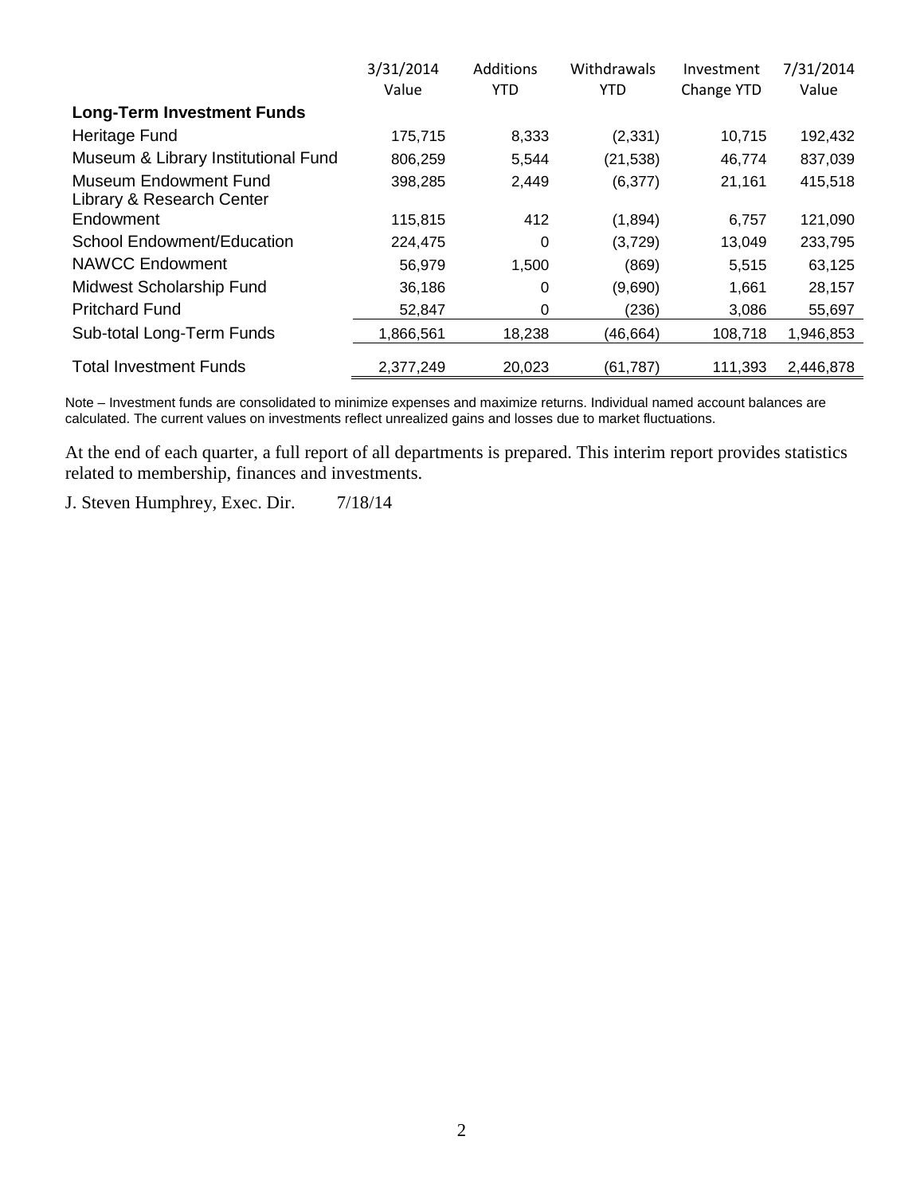| | 3/31/2014 Value | Additions YTD | Withdrawals YTD | Investment Change YTD | 7/31/2014 Value |
|---|---|---|---|---|---|
| **Long-Term Investment Funds** | | | | | |
| Heritage Fund | 175,715 | 8,333 | (2,331) | 10,715 | 192,432 |
| Museum & Library Institutional Fund | 806,259 | 5,544 | (21,538) | 46,774 | 837,039 |
| Museum Endowment Fund | 398,285 | 2,449 | (6,377) | 21,161 | 415,518 |
| Library & Research Center Endowment | 115,815 | 412 | (1,894) | 6,757 | 121,090 |
| School Endowment/Education | 224,475 | 0 | (3,729) | 13,049 | 233,795 |
| NAWCC Endowment | 56,979 | 1,500 | (869) | 5,515 | 63,125 |
| Midwest Scholarship Fund | 36,186 | 0 | (9,690) | 1,661 | 28,157 |
| Pritchard Fund | 52,847 | 0 | (236) | 3,086 | 55,697 |
| Sub-total Long-Term Funds | 1,866,561 | 18,238 | (46,664) | 108,718 | 1,946,853 |
| Total Investment Funds | 2,377,249 | 20,023 | (61,787) | 111,393 | 2,446,878 |

Note – Investment funds are consolidated to minimize expenses and maximize returns. Individual named account balances are calculated. The current values on investments reflect unrealized gains and losses due to market fluctuations.

At the end of each quarter, a full report of all departments is prepared. This interim report provides statistics related to membership, finances and investments.

J. Steven Humphrey, Exec. Dir. 7/18/14